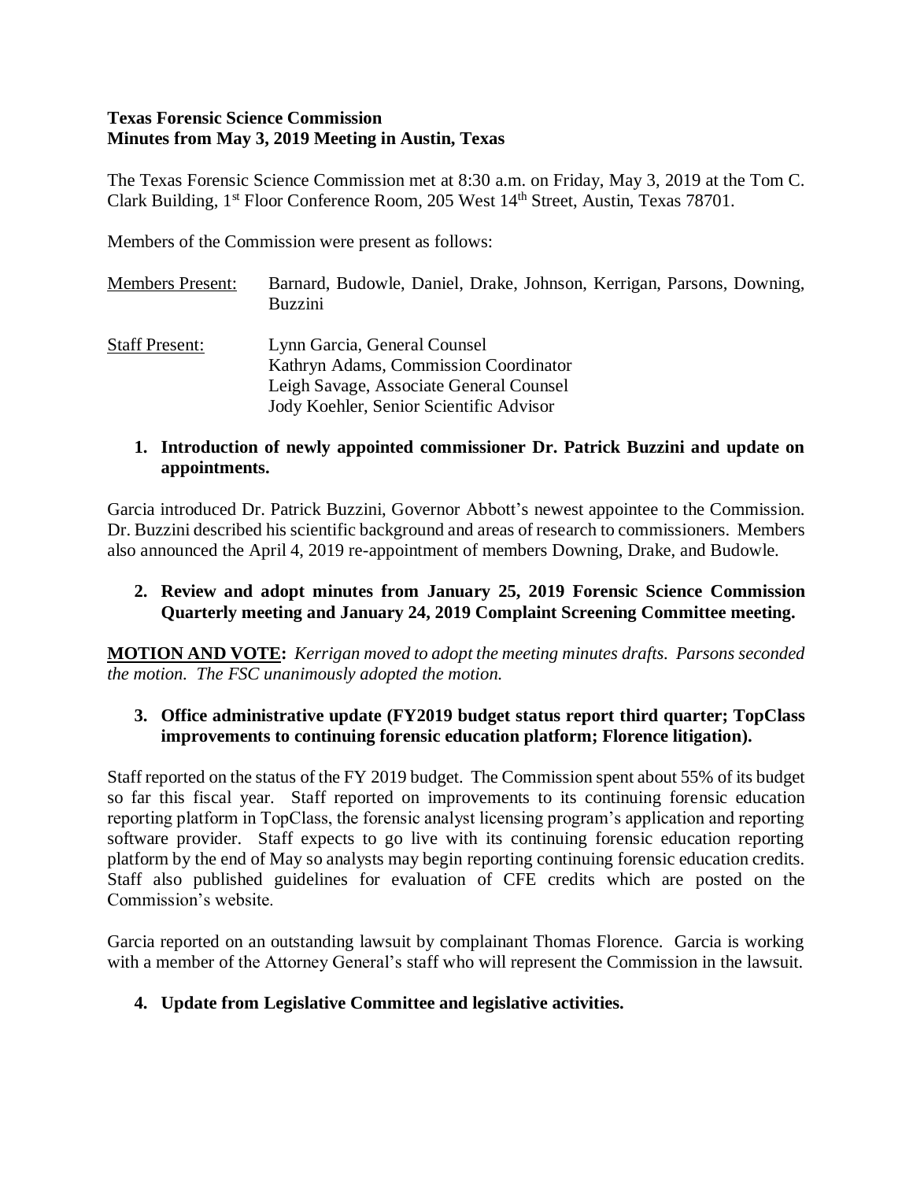**Texas Forensic Science Commission**
**Minutes from May 3, 2019 Meeting in Austin, Texas**

The Texas Forensic Science Commission met at 8:30 a.m. on Friday, May 3, 2019 at the Tom C. Clark Building, 1st Floor Conference Room, 205 West 14th Street, Austin, Texas 78701.

Members of the Commission were present as follows:

Members Present: Barnard, Budowle, Daniel, Drake, Johnson, Kerrigan, Parsons, Downing, Buzzini

Staff Present: Lynn Garcia, General Counsel
Kathryn Adams, Commission Coordinator
Leigh Savage, Associate General Counsel
Jody Koehler, Senior Scientific Advisor

**1. Introduction of newly appointed commissioner Dr. Patrick Buzzini and update on appointments.**

Garcia introduced Dr. Patrick Buzzini, Governor Abbott's newest appointee to the Commission. Dr. Buzzini described his scientific background and areas of research to commissioners. Members also announced the April 4, 2019 re-appointment of members Downing, Drake, and Budowle.

**2. Review and adopt minutes from January 25, 2019 Forensic Science Commission Quarterly meeting and January 24, 2019 Complaint Screening Committee meeting.**

**MOTION AND VOTE:** *Kerrigan moved to adopt the meeting minutes drafts. Parsons seconded the motion. The FSC unanimously adopted the motion.*

**3. Office administrative update (FY2019 budget status report third quarter; TopClass improvements to continuing forensic education platform; Florence litigation).**

Staff reported on the status of the FY 2019 budget. The Commission spent about 55% of its budget so far this fiscal year. Staff reported on improvements to its continuing forensic education reporting platform in TopClass, the forensic analyst licensing program's application and reporting software provider. Staff expects to go live with its continuing forensic education reporting platform by the end of May so analysts may begin reporting continuing forensic education credits. Staff also published guidelines for evaluation of CFE credits which are posted on the Commission's website.

Garcia reported on an outstanding lawsuit by complainant Thomas Florence. Garcia is working with a member of the Attorney General's staff who will represent the Commission in the lawsuit.

**4. Update from Legislative Committee and legislative activities.**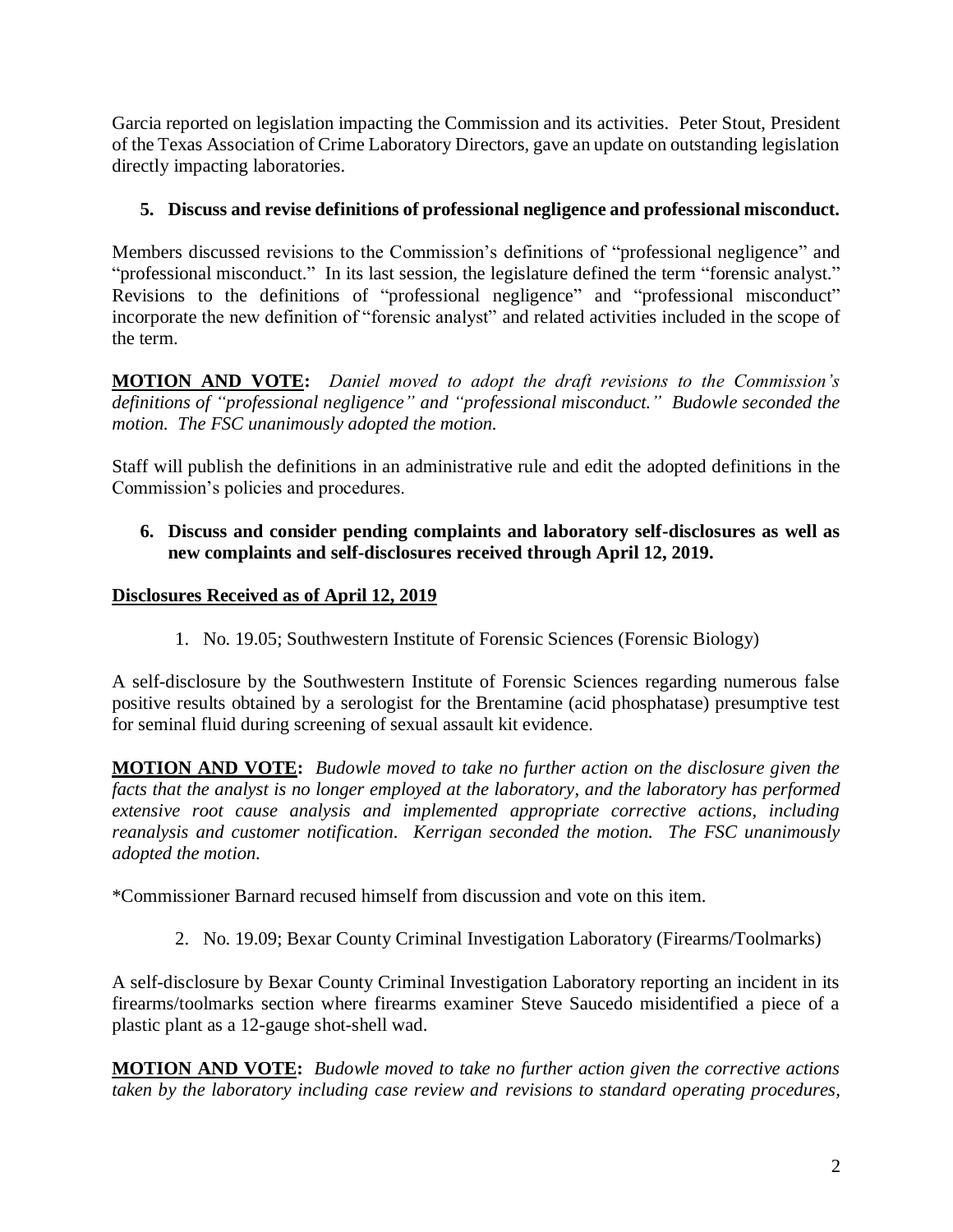Garcia reported on legislation impacting the Commission and its activities. Peter Stout, President of the Texas Association of Crime Laboratory Directors, gave an update on outstanding legislation directly impacting laboratories.

**5. Discuss and revise definitions of professional negligence and professional misconduct.**

Members discussed revisions to the Commission's definitions of "professional negligence" and "professional misconduct." In its last session, the legislature defined the term "forensic analyst." Revisions to the definitions of "professional negligence" and "professional misconduct" incorporate the new definition of "forensic analyst" and related activities included in the scope of the term.

**MOTION AND VOTE:** *Daniel moved to adopt the draft revisions to the Commission's definitions of "professional negligence" and "professional misconduct." Budowle seconded the motion. The FSC unanimously adopted the motion.*

Staff will publish the definitions in an administrative rule and edit the adopted definitions in the Commission's policies and procedures.

**6. Discuss and consider pending complaints and laboratory self-disclosures as well as new complaints and self-disclosures received through April 12, 2019.**

**Disclosures Received as of April 12, 2019**

1. No. 19.05; Southwestern Institute of Forensic Sciences (Forensic Biology)

A self-disclosure by the Southwestern Institute of Forensic Sciences regarding numerous false positive results obtained by a serologist for the Brentamine (acid phosphatase) presumptive test for seminal fluid during screening of sexual assault kit evidence.

**MOTION AND VOTE:** *Budowle moved to take no further action on the disclosure given the facts that the analyst is no longer employed at the laboratory, and the laboratory has performed extensive root cause analysis and implemented appropriate corrective actions, including reanalysis and customer notification. Kerrigan seconded the motion. The FSC unanimously adopted the motion.*

*Commissioner Barnard recused himself from discussion and vote on this item.

2. No. 19.09; Bexar County Criminal Investigation Laboratory (Firearms/Toolmarks)

A self-disclosure by Bexar County Criminal Investigation Laboratory reporting an incident in its firearms/toolmarks section where firearms examiner Steve Saucedo misidentified a piece of a plastic plant as a 12-gauge shot-shell wad.

**MOTION AND VOTE:** *Budowle moved to take no further action given the corrective actions taken by the laboratory including case review and revisions to standard operating procedures,*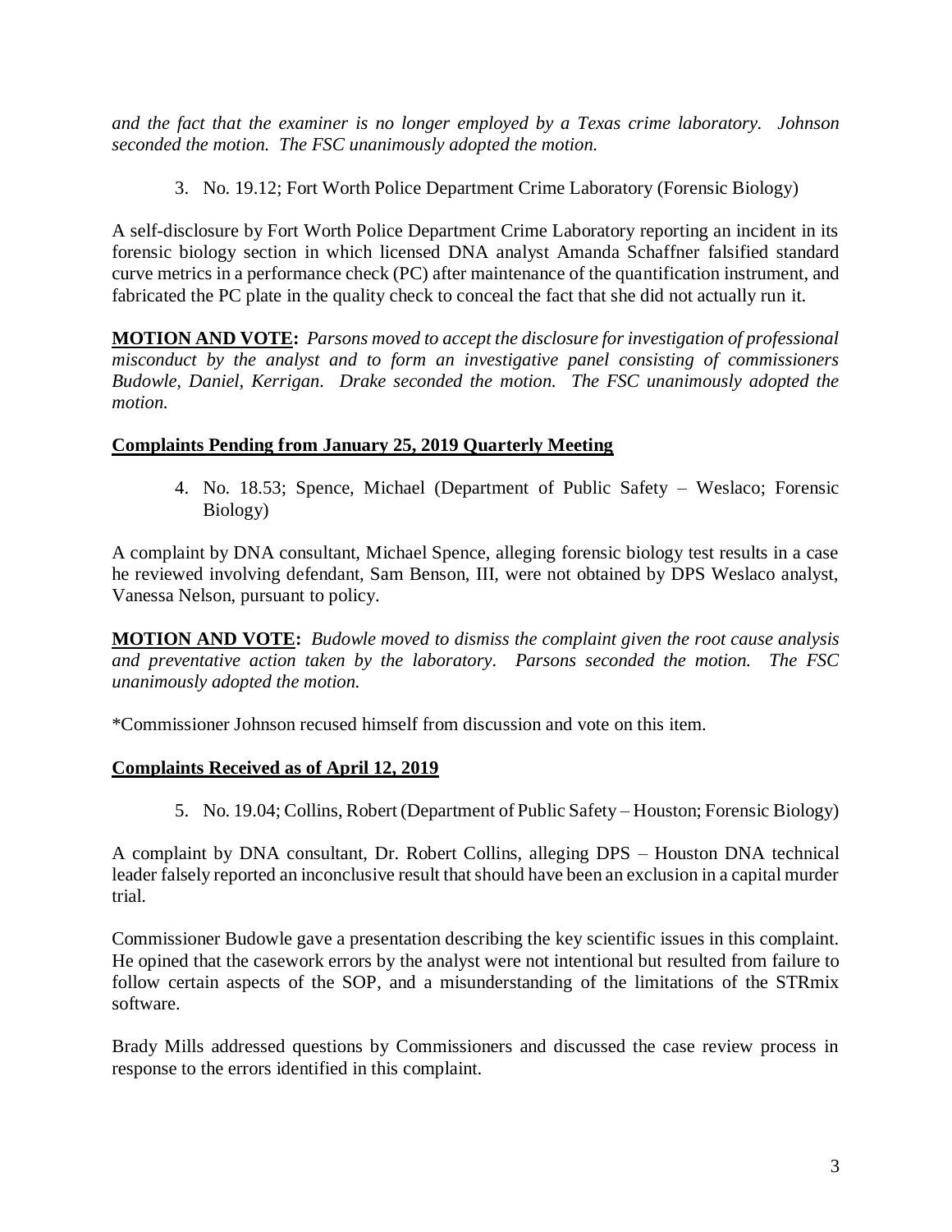*and the fact that the examiner is no longer employed by a Texas crime laboratory. Johnson seconded the motion. The FSC unanimously adopted the motion.*

3. No. 19.12; Fort Worth Police Department Crime Laboratory (Forensic Biology)

A self-disclosure by Fort Worth Police Department Crime Laboratory reporting an incident in its forensic biology section in which licensed DNA analyst Amanda Schaffner falsified standard curve metrics in a performance check (PC) after maintenance of the quantification instrument, and fabricated the PC plate in the quality check to conceal the fact that she did not actually run it.

**MOTION AND VOTE:** *Parsons moved to accept the disclosure for investigation of professional misconduct by the analyst and to form an investigative panel consisting of commissioners Budowle, Daniel, Kerrigan. Drake seconded the motion. The FSC unanimously adopted the motion.*

**Complaints Pending from January 25, 2019 Quarterly Meeting**

4. No. 18.53; Spence, Michael (Department of Public Safety – Weslaco; Forensic Biology)

A complaint by DNA consultant, Michael Spence, alleging forensic biology test results in a case he reviewed involving defendant, Sam Benson, III, were not obtained by DPS Weslaco analyst, Vanessa Nelson, pursuant to policy.

**MOTION AND VOTE:** *Budowle moved to dismiss the complaint given the root cause analysis and preventative action taken by the laboratory. Parsons seconded the motion. The FSC unanimously adopted the motion.*

*Commissioner Johnson recused himself from discussion and vote on this item.

**Complaints Received as of April 12, 2019**

5. No. 19.04; Collins, Robert (Department of Public Safety – Houston; Forensic Biology)

A complaint by DNA consultant, Dr. Robert Collins, alleging DPS – Houston DNA technical leader falsely reported an inconclusive result that should have been an exclusion in a capital murder trial.

Commissioner Budowle gave a presentation describing the key scientific issues in this complaint. He opined that the casework errors by the analyst were not intentional but resulted from failure to follow certain aspects of the SOP, and a misunderstanding of the limitations of the STRmix software.

Brady Mills addressed questions by Commissioners and discussed the case review process in response to the errors identified in this complaint.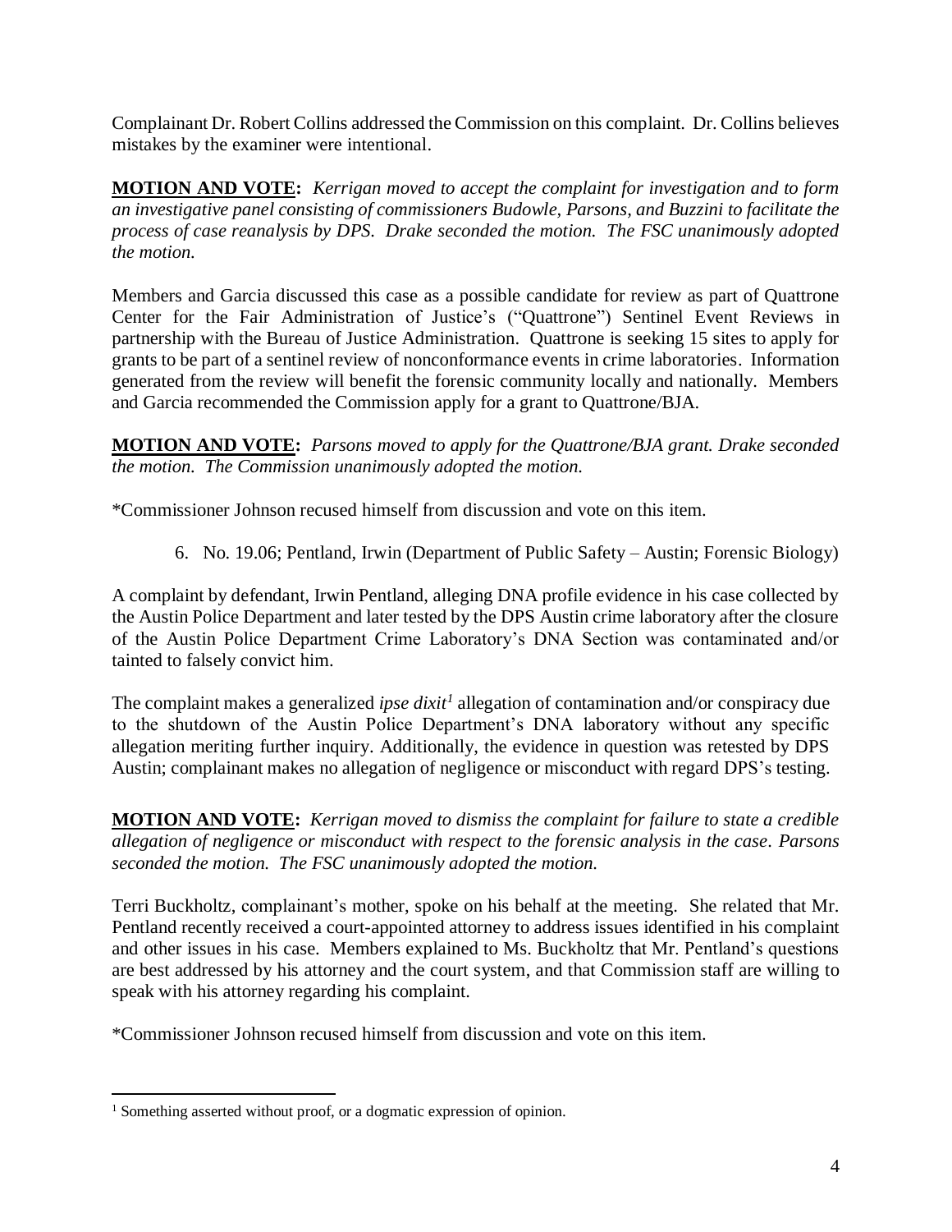Complainant Dr. Robert Collins addressed the Commission on this complaint. Dr. Collins believes mistakes by the examiner were intentional.

**MOTION AND VOTE:** *Kerrigan moved to accept the complaint for investigation and to form an investigative panel consisting of commissioners Budowle, Parsons, and Buzzini to facilitate the process of case reanalysis by DPS. Drake seconded the motion. The FSC unanimously adopted the motion.*

Members and Garcia discussed this case as a possible candidate for review as part of Quattrone Center for the Fair Administration of Justice's ("Quattrone") Sentinel Event Reviews in partnership with the Bureau of Justice Administration. Quattrone is seeking 15 sites to apply for grants to be part of a sentinel review of nonconformance events in crime laboratories. Information generated from the review will benefit the forensic community locally and nationally. Members and Garcia recommended the Commission apply for a grant to Quattrone/BJA.

**MOTION AND VOTE:** *Parsons moved to apply for the Quattrone/BJA grant. Drake seconded the motion. The Commission unanimously adopted the motion.*

*Commissioner Johnson recused himself from discussion and vote on this item.

6. No. 19.06; Pentland, Irwin (Department of Public Safety – Austin; Forensic Biology)

A complaint by defendant, Irwin Pentland, alleging DNA profile evidence in his case collected by the Austin Police Department and later tested by the DPS Austin crime laboratory after the closure of the Austin Police Department Crime Laboratory's DNA Section was contaminated and/or tainted to falsely convict him.

The complaint makes a generalized *ipse dixit*[1] allegation of contamination and/or conspiracy due to the shutdown of the Austin Police Department's DNA laboratory without any specific allegation meriting further inquiry. Additionally, the evidence in question was retested by DPS Austin; complainant makes no allegation of negligence or misconduct with regard DPS's testing.

**MOTION AND VOTE:** *Kerrigan moved to dismiss the complaint for failure to state a credible allegation of negligence or misconduct with respect to the forensic analysis in the case. Parsons seconded the motion. The FSC unanimously adopted the motion.*

Terri Buckholtz, complainant's mother, spoke on his behalf at the meeting. She related that Mr. Pentland recently received a court-appointed attorney to address issues identified in his complaint and other issues in his case. Members explained to Ms. Buckholtz that Mr. Pentland's questions are best addressed by his attorney and the court system, and that Commission staff are willing to speak with his attorney regarding his complaint.

*Commissioner Johnson recused himself from discussion and vote on this item.

[1] Something asserted without proof, or a dogmatic expression of opinion.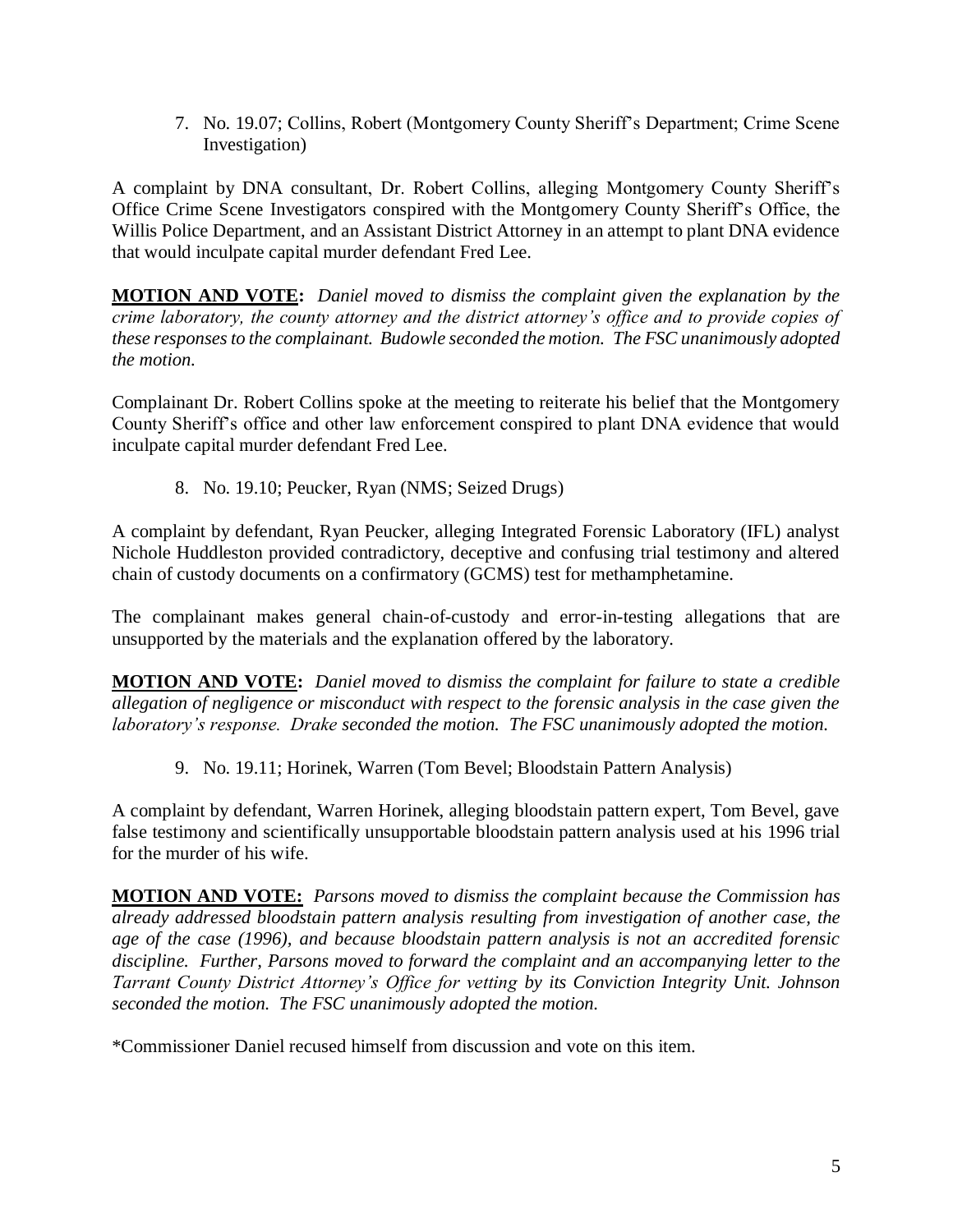7. No. 19.07; Collins, Robert (Montgomery County Sheriff's Department; Crime Scene Investigation)

A complaint by DNA consultant, Dr. Robert Collins, alleging Montgomery County Sheriff's Office Crime Scene Investigators conspired with the Montgomery County Sheriff's Office, the Willis Police Department, and an Assistant District Attorney in an attempt to plant DNA evidence that would inculpate capital murder defendant Fred Lee.

**MOTION AND VOTE:** *Daniel moved to dismiss the complaint given the explanation by the crime laboratory, the county attorney and the district attorney's office and to provide copies of these responses to the complainant. Budowle seconded the motion. The FSC unanimously adopted the motion.*

Complainant Dr. Robert Collins spoke at the meeting to reiterate his belief that the Montgomery County Sheriff's office and other law enforcement conspired to plant DNA evidence that would inculpate capital murder defendant Fred Lee.

8. No. 19.10; Peucker, Ryan (NMS; Seized Drugs)

A complaint by defendant, Ryan Peucker, alleging Integrated Forensic Laboratory (IFL) analyst Nichole Huddleston provided contradictory, deceptive and confusing trial testimony and altered chain of custody documents on a confirmatory (GCMS) test for methamphetamine.

The complainant makes general chain-of-custody and error-in-testing allegations that are unsupported by the materials and the explanation offered by the laboratory.

**MOTION AND VOTE:** *Daniel moved to dismiss the complaint for failure to state a credible allegation of negligence or misconduct with respect to the forensic analysis in the case given the laboratory's response. Drake seconded the motion. The FSC unanimously adopted the motion.*

9. No. 19.11; Horinek, Warren (Tom Bevel; Bloodstain Pattern Analysis)

A complaint by defendant, Warren Horinek, alleging bloodstain pattern expert, Tom Bevel, gave false testimony and scientifically unsupportable bloodstain pattern analysis used at his 1996 trial for the murder of his wife.

**MOTION AND VOTE:** *Parsons moved to dismiss the complaint because the Commission has already addressed bloodstain pattern analysis resulting from investigation of another case, the age of the case (1996), and because bloodstain pattern analysis is not an accredited forensic discipline. Further, Parsons moved to forward the complaint and an accompanying letter to the Tarrant County District Attorney's Office for vetting by its Conviction Integrity Unit. Johnson seconded the motion. The FSC unanimously adopted the motion.*

*Commissioner Daniel recused himself from discussion and vote on this item.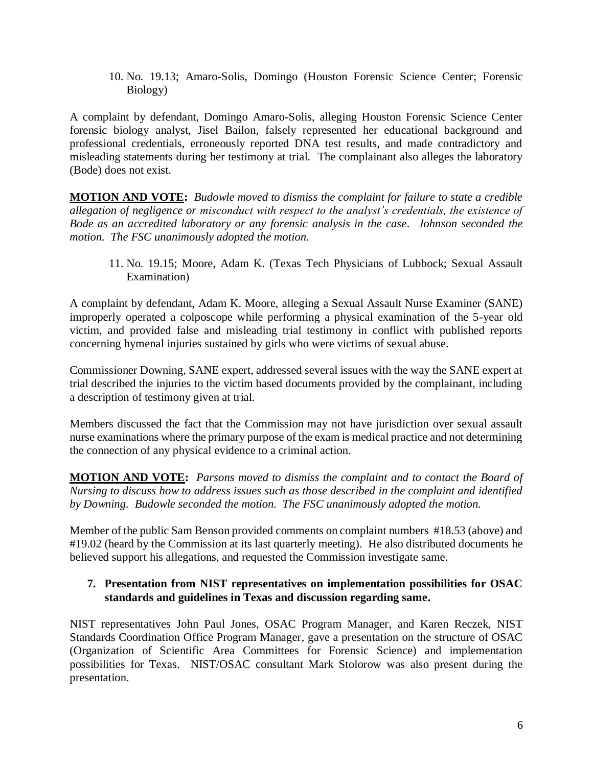10. No. 19.13; Amaro-Solis, Domingo (Houston Forensic Science Center; Forensic Biology)

A complaint by defendant, Domingo Amaro-Solis, alleging Houston Forensic Science Center forensic biology analyst, Jisel Bailon, falsely represented her educational background and professional credentials, erroneously reported DNA test results, and made contradictory and misleading statements during her testimony at trial. The complainant also alleges the laboratory (Bode) does not exist.

**MOTION AND VOTE:** *Budowle moved to dismiss the complaint for failure to state a credible allegation of negligence or misconduct with respect to the analyst's credentials, the existence of Bode as an accredited laboratory or any forensic analysis in the case. Johnson seconded the motion. The FSC unanimously adopted the motion.*

11. No. 19.15; Moore, Adam K. (Texas Tech Physicians of Lubbock; Sexual Assault Examination)

A complaint by defendant, Adam K. Moore, alleging a Sexual Assault Nurse Examiner (SANE) improperly operated a colposcope while performing a physical examination of the 5-year old victim, and provided false and misleading trial testimony in conflict with published reports concerning hymenal injuries sustained by girls who were victims of sexual abuse.

Commissioner Downing, SANE expert, addressed several issues with the way the SANE expert at trial described the injuries to the victim based documents provided by the complainant, including a description of testimony given at trial.

Members discussed the fact that the Commission may not have jurisdiction over sexual assault nurse examinations where the primary purpose of the exam is medical practice and not determining the connection of any physical evidence to a criminal action.

**MOTION AND VOTE:** *Parsons moved to dismiss the complaint and to contact the Board of Nursing to discuss how to address issues such as those described in the complaint and identified by Downing. Budowle seconded the motion. The FSC unanimously adopted the motion.*

Member of the public Sam Benson provided comments on complaint numbers #18.53 (above) and #19.02 (heard by the Commission at its last quarterly meeting). He also distributed documents he believed support his allegations, and requested the Commission investigate same.

## 7. Presentation from NIST representatives on implementation possibilities for OSAC standards and guidelines in Texas and discussion regarding same.

NIST representatives John Paul Jones, OSAC Program Manager, and Karen Reczek, NIST Standards Coordination Office Program Manager, gave a presentation on the structure of OSAC (Organization of Scientific Area Committees for Forensic Science) and implementation possibilities for Texas. NIST/OSAC consultant Mark Stolorow was also present during the presentation.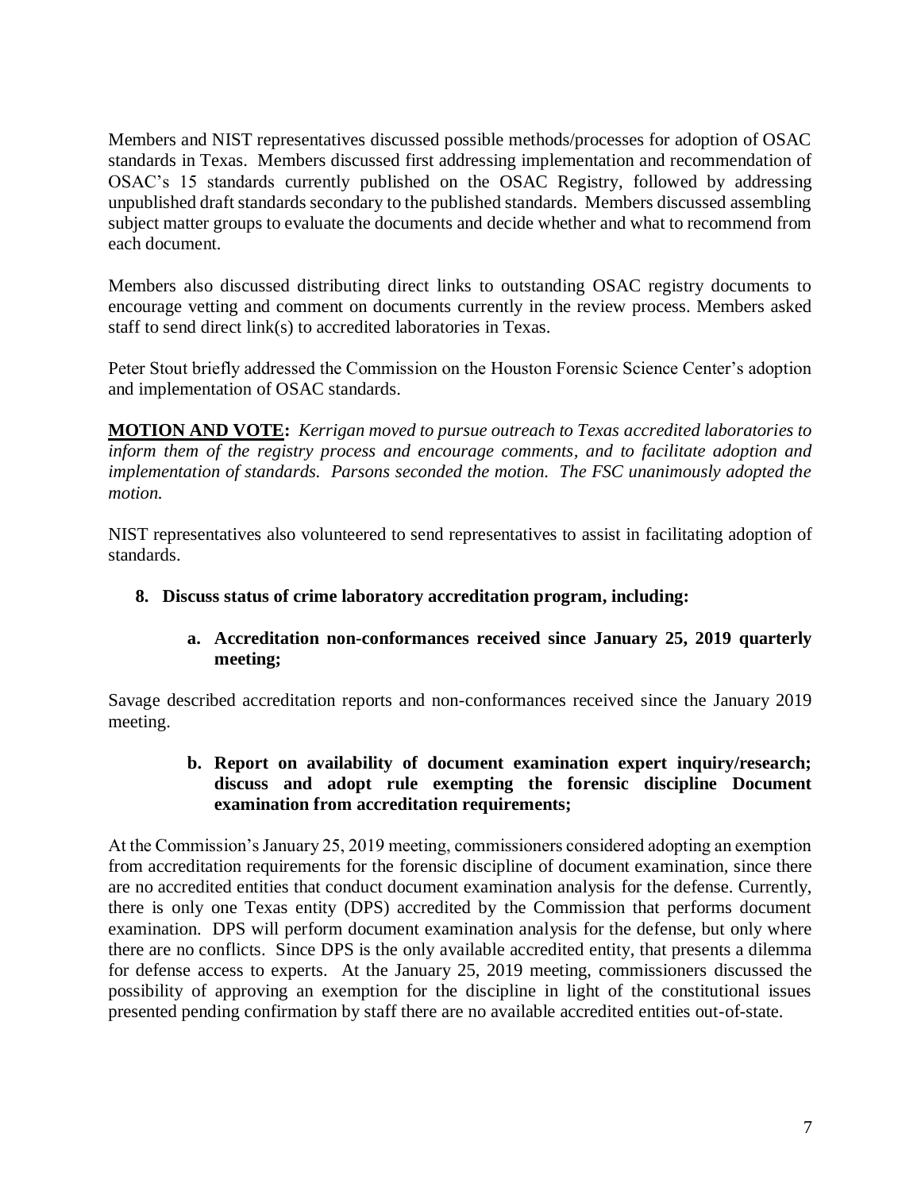Members and NIST representatives discussed possible methods/processes for adoption of OSAC standards in Texas. Members discussed first addressing implementation and recommendation of OSAC's 15 standards currently published on the OSAC Registry, followed by addressing unpublished draft standards secondary to the published standards. Members discussed assembling subject matter groups to evaluate the documents and decide whether and what to recommend from each document.

Members also discussed distributing direct links to outstanding OSAC registry documents to encourage vetting and comment on documents currently in the review process. Members asked staff to send direct link(s) to accredited laboratories in Texas.

Peter Stout briefly addressed the Commission on the Houston Forensic Science Center's adoption and implementation of OSAC standards.

**MOTION AND VOTE:** *Kerrigan moved to pursue outreach to Texas accredited laboratories to inform them of the registry process and encourage comments, and to facilitate adoption and implementation of standards. Parsons seconded the motion. The FSC unanimously adopted the motion.*

NIST representatives also volunteered to send representatives to assist in facilitating adoption of standards.

**8. Discuss status of crime laboratory accreditation program, including:**

**a. Accreditation non-conformances received since January 25, 2019 quarterly meeting;**

Savage described accreditation reports and non-conformances received since the January 2019 meeting.

**b. Report on availability of document examination expert inquiry/research; discuss and adopt rule exempting the forensic discipline Document examination from accreditation requirements;**

At the Commission's January 25, 2019 meeting, commissioners considered adopting an exemption from accreditation requirements for the forensic discipline of document examination, since there are no accredited entities that conduct document examination analysis for the defense. Currently, there is only one Texas entity (DPS) accredited by the Commission that performs document examination. DPS will perform document examination analysis for the defense, but only where there are no conflicts. Since DPS is the only available accredited entity, that presents a dilemma for defense access to experts. At the January 25, 2019 meeting, commissioners discussed the possibility of approving an exemption for the discipline in light of the constitutional issues presented pending confirmation by staff there are no available accredited entities out-of-state.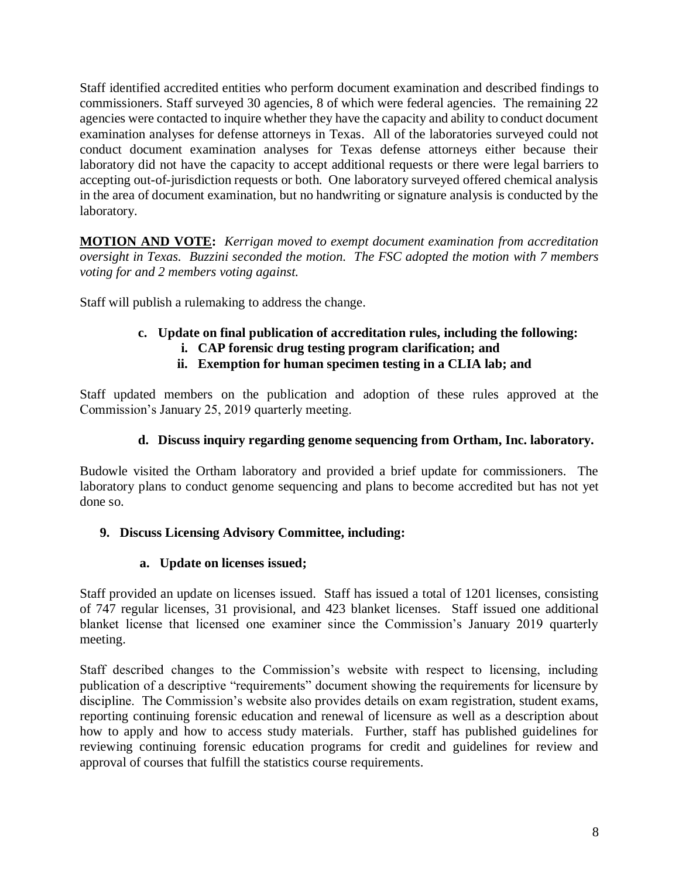Staff identified accredited entities who perform document examination and described findings to commissioners. Staff surveyed 30 agencies, 8 of which were federal agencies. The remaining 22 agencies were contacted to inquire whether they have the capacity and ability to conduct document examination analyses for defense attorneys in Texas. All of the laboratories surveyed could not conduct document examination analyses for Texas defense attorneys either because their laboratory did not have the capacity to accept additional requests or there were legal barriers to accepting out-of-jurisdiction requests or both. One laboratory surveyed offered chemical analysis in the area of document examination, but no handwriting or signature analysis is conducted by the laboratory.

**MOTION AND VOTE:** *Kerrigan moved to exempt document examination from accreditation oversight in Texas. Buzzini seconded the motion. The FSC adopted the motion with 7 members voting for and 2 members voting against.*

Staff will publish a rulemaking to address the change.

**c. Update on final publication of accreditation rules, including the following:**

**i. CAP forensic drug testing program clarification; and**

**ii. Exemption for human specimen testing in a CLIA lab; and**

Staff updated members on the publication and adoption of these rules approved at the Commission's January 25, 2019 quarterly meeting.

**d. Discuss inquiry regarding genome sequencing from Ortham, Inc. laboratory.**

Budowle visited the Ortham laboratory and provided a brief update for commissioners. The laboratory plans to conduct genome sequencing and plans to become accredited but has not yet done so.

**9. Discuss Licensing Advisory Committee, including:**

**a. Update on licenses issued;**

Staff provided an update on licenses issued. Staff has issued a total of 1201 licenses, consisting of 747 regular licenses, 31 provisional, and 423 blanket licenses. Staff issued one additional blanket license that licensed one examiner since the Commission's January 2019 quarterly meeting.

Staff described changes to the Commission's website with respect to licensing, including publication of a descriptive "requirements" document showing the requirements for licensure by discipline. The Commission's website also provides details on exam registration, student exams, reporting continuing forensic education and renewal of licensure as well as a description about how to apply and how to access study materials. Further, staff has published guidelines for reviewing continuing forensic education programs for credit and guidelines for review and approval of courses that fulfill the statistics course requirements.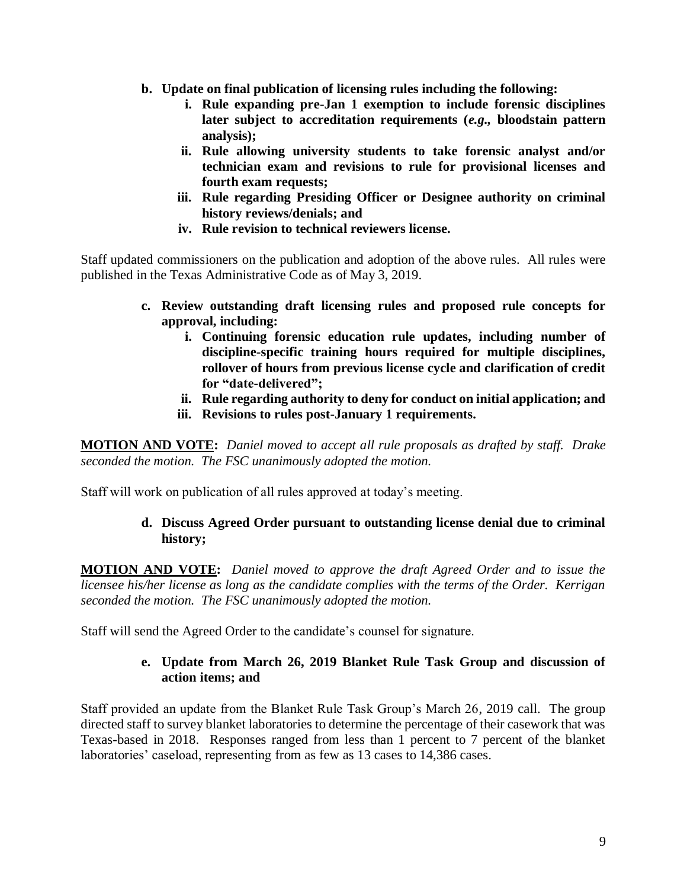- **b. Update on final publication of licensing rules including the following:**
    - **i. Rule expanding pre-Jan 1 exemption to include forensic disciplines later subject to accreditation requirements (*e.g.*, bloodstain pattern analysis);**
    - **ii. Rule allowing university students to take forensic analyst and/or technician exam and revisions to rule for provisional licenses and fourth exam requests;**
    - **iii. Rule regarding Presiding Officer or Designee authority on criminal history reviews/denials; and**
    - **iv. Rule revision to technical reviewers license.**

Staff updated commissioners on the publication and adoption of the above rules. All rules were published in the Texas Administrative Code as of May 3, 2019.

- **c. Review outstanding draft licensing rules and proposed rule concepts for approval, including:**
    - **i. Continuing forensic education rule updates, including number of discipline-specific training hours required for multiple disciplines, rollover of hours from previous license cycle and clarification of credit for "date-delivered";**
    - **ii. Rule regarding authority to deny for conduct on initial application; and**
    - **iii. Revisions to rules post-January 1 requirements.**

**MOTION AND VOTE:** *Daniel moved to accept all rule proposals as drafted by staff. Drake seconded the motion. The FSC unanimously adopted the motion.*

Staff will work on publication of all rules approved at today's meeting.

- **d. Discuss Agreed Order pursuant to outstanding license denial due to criminal history;**

**MOTION AND VOTE:** *Daniel moved to approve the draft Agreed Order and to issue the licensee his/her license as long as the candidate complies with the terms of the Order. Kerrigan seconded the motion. The FSC unanimously adopted the motion.*

Staff will send the Agreed Order to the candidate's counsel for signature.

- **e. Update from March 26, 2019 Blanket Rule Task Group and discussion of action items; and**

Staff provided an update from the Blanket Rule Task Group's March 26, 2019 call. The group directed staff to survey blanket laboratories to determine the percentage of their casework that was Texas-based in 2018. Responses ranged from less than 1 percent to 7 percent of the blanket laboratories' caseload, representing from as few as 13 cases to 14,386 cases.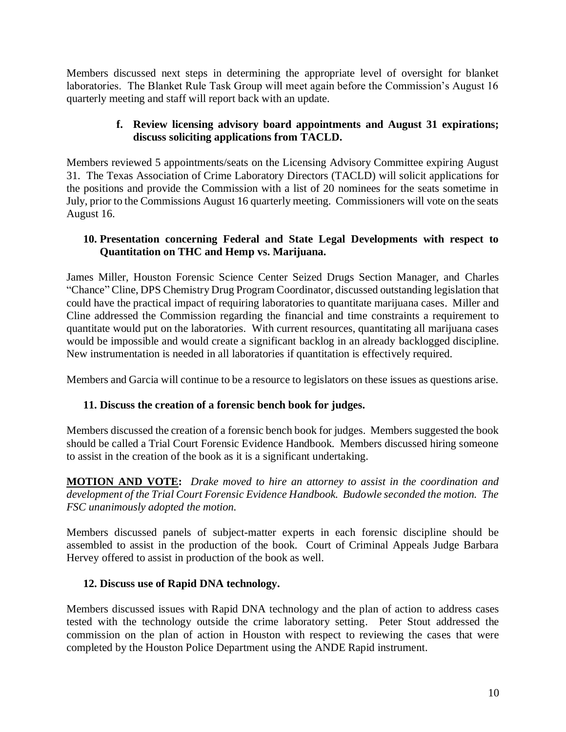Members discussed next steps in determining the appropriate level of oversight for blanket laboratories. The Blanket Rule Task Group will meet again before the Commission's August 16 quarterly meeting and staff will report back with an update.

**f. Review licensing advisory board appointments and August 31 expirations; discuss soliciting applications from TACLD.**

Members reviewed 5 appointments/seats on the Licensing Advisory Committee expiring August 31. The Texas Association of Crime Laboratory Directors (TACLD) will solicit applications for the positions and provide the Commission with a list of 20 nominees for the seats sometime in July, prior to the Commissions August 16 quarterly meeting. Commissioners will vote on the seats August 16.

**10. Presentation concerning Federal and State Legal Developments with respect to Quantitation on THC and Hemp vs. Marijuana.**

James Miller, Houston Forensic Science Center Seized Drugs Section Manager, and Charles "Chance" Cline, DPS Chemistry Drug Program Coordinator, discussed outstanding legislation that could have the practical impact of requiring laboratories to quantitate marijuana cases. Miller and Cline addressed the Commission regarding the financial and time constraints a requirement to quantitate would put on the laboratories. With current resources, quantitating all marijuana cases would be impossible and would create a significant backlog in an already backlogged discipline. New instrumentation is needed in all laboratories if quantitation is effectively required.

Members and Garcia will continue to be a resource to legislators on these issues as questions arise.

**11. Discuss the creation of a forensic bench book for judges.**

Members discussed the creation of a forensic bench book for judges. Members suggested the book should be called a Trial Court Forensic Evidence Handbook. Members discussed hiring someone to assist in the creation of the book as it is a significant undertaking.

**MOTION AND VOTE:** *Drake moved to hire an attorney to assist in the coordination and development of the Trial Court Forensic Evidence Handbook. Budowle seconded the motion. The FSC unanimously adopted the motion.*

Members discussed panels of subject-matter experts in each forensic discipline should be assembled to assist in the production of the book. Court of Criminal Appeals Judge Barbara Hervey offered to assist in production of the book as well.

**12. Discuss use of Rapid DNA technology.**

Members discussed issues with Rapid DNA technology and the plan of action to address cases tested with the technology outside the crime laboratory setting. Peter Stout addressed the commission on the plan of action in Houston with respect to reviewing the cases that were completed by the Houston Police Department using the ANDE Rapid instrument.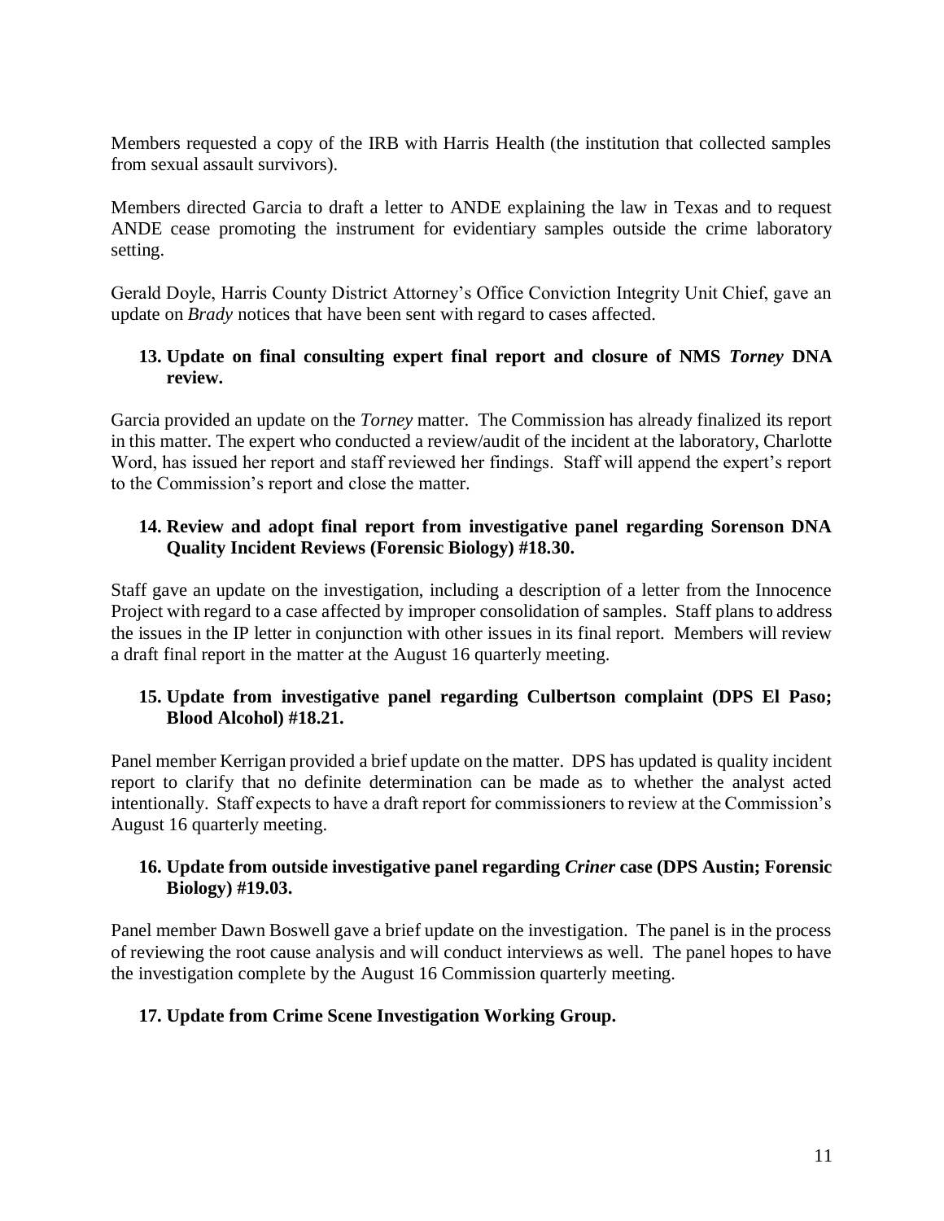Members requested a copy of the IRB with Harris Health (the institution that collected samples from sexual assault survivors).

Members directed Garcia to draft a letter to ANDE explaining the law in Texas and to request ANDE cease promoting the instrument for evidentiary samples outside the crime laboratory setting.

Gerald Doyle, Harris County District Attorney's Office Conviction Integrity Unit Chief, gave an update on *Brady* notices that have been sent with regard to cases affected.

**13. Update on final consulting expert final report and closure of NMS *Torney* DNA review.**

Garcia provided an update on the *Torney* matter. The Commission has already finalized its report in this matter. The expert who conducted a review/audit of the incident at the laboratory, Charlotte Word, has issued her report and staff reviewed her findings. Staff will append the expert's report to the Commission's report and close the matter.

**14. Review and adopt final report from investigative panel regarding Sorenson DNA Quality Incident Reviews (Forensic Biology) #18.30.**

Staff gave an update on the investigation, including a description of a letter from the Innocence Project with regard to a case affected by improper consolidation of samples. Staff plans to address the issues in the IP letter in conjunction with other issues in its final report. Members will review a draft final report in the matter at the August 16 quarterly meeting.

**15. Update from investigative panel regarding Culbertson complaint (DPS El Paso; Blood Alcohol) #18.21.**

Panel member Kerrigan provided a brief update on the matter. DPS has updated is quality incident report to clarify that no definite determination can be made as to whether the analyst acted intentionally. Staff expects to have a draft report for commissioners to review at the Commission's August 16 quarterly meeting.

**16. Update from outside investigative panel regarding *Criner* case (DPS Austin; Forensic Biology) #19.03.**

Panel member Dawn Boswell gave a brief update on the investigation. The panel is in the process of reviewing the root cause analysis and will conduct interviews as well. The panel hopes to have the investigation complete by the August 16 Commission quarterly meeting.

**17. Update from Crime Scene Investigation Working Group.**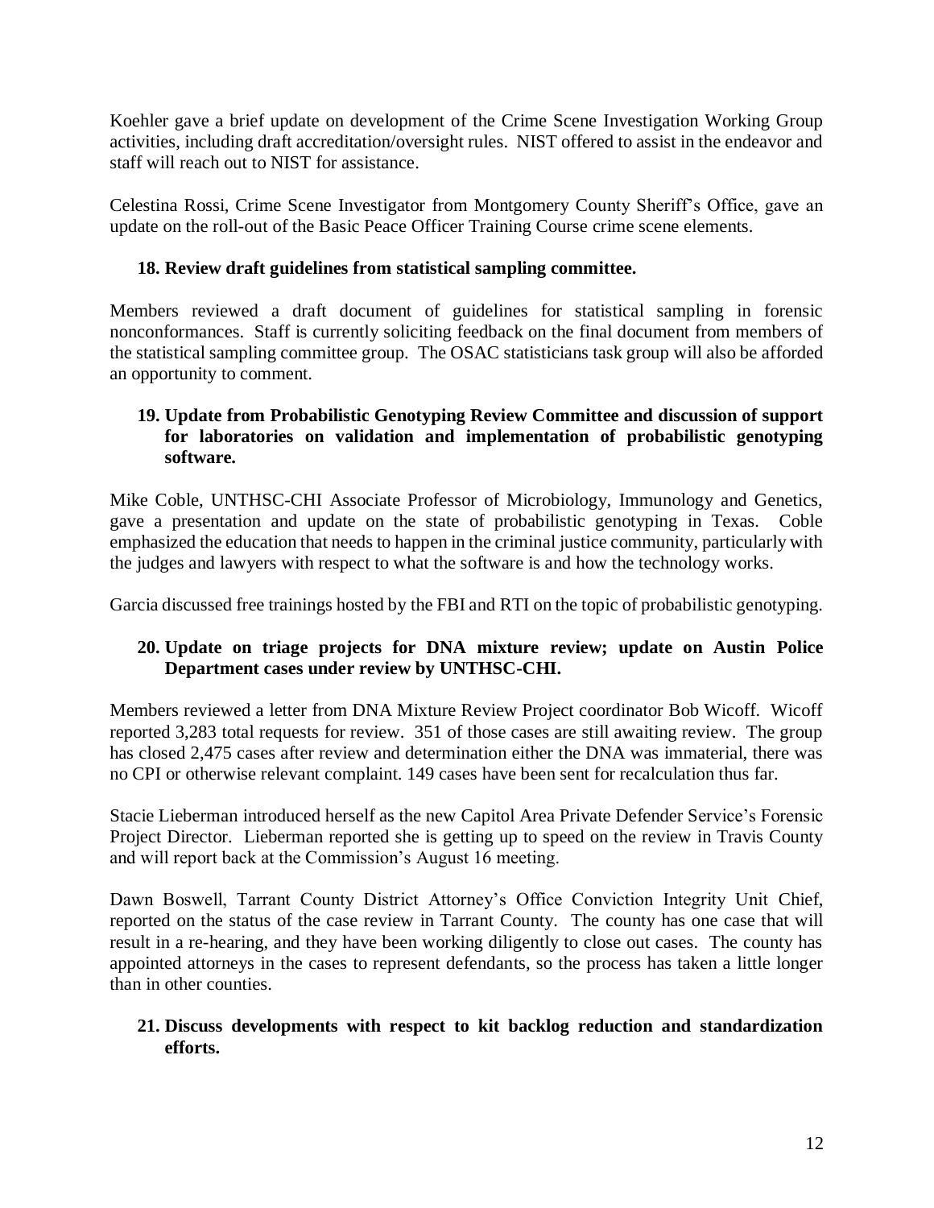Koehler gave a brief update on development of the Crime Scene Investigation Working Group activities, including draft accreditation/oversight rules. NIST offered to assist in the endeavor and staff will reach out to NIST for assistance.

Celestina Rossi, Crime Scene Investigator from Montgomery County Sheriff's Office, gave an update on the roll-out of the Basic Peace Officer Training Course crime scene elements.

**18. Review draft guidelines from statistical sampling committee.**

Members reviewed a draft document of guidelines for statistical sampling in forensic nonconformances. Staff is currently soliciting feedback on the final document from members of the statistical sampling committee group. The OSAC statisticians task group will also be afforded an opportunity to comment.

**19. Update from Probabilistic Genotyping Review Committee and discussion of support for laboratories on validation and implementation of probabilistic genotyping software.**

Mike Coble, UNTHSC-CHI Associate Professor of Microbiology, Immunology and Genetics, gave a presentation and update on the state of probabilistic genotyping in Texas. Coble emphasized the education that needs to happen in the criminal justice community, particularly with the judges and lawyers with respect to what the software is and how the technology works.

Garcia discussed free trainings hosted by the FBI and RTI on the topic of probabilistic genotyping.

**20. Update on triage projects for DNA mixture review; update on Austin Police Department cases under review by UNTHSC-CHI.**

Members reviewed a letter from DNA Mixture Review Project coordinator Bob Wicoff. Wicoff reported 3,283 total requests for review. 351 of those cases are still awaiting review. The group has closed 2,475 cases after review and determination either the DNA was immaterial, there was no CPI or otherwise relevant complaint. 149 cases have been sent for recalculation thus far.

Stacie Lieberman introduced herself as the new Capitol Area Private Defender Service's Forensic Project Director. Lieberman reported she is getting up to speed on the review in Travis County and will report back at the Commission's August 16 meeting.

Dawn Boswell, Tarrant County District Attorney's Office Conviction Integrity Unit Chief, reported on the status of the case review in Tarrant County. The county has one case that will result in a re-hearing, and they have been working diligently to close out cases. The county has appointed attorneys in the cases to represent defendants, so the process has taken a little longer than in other counties.

**21. Discuss developments with respect to kit backlog reduction and standardization efforts.**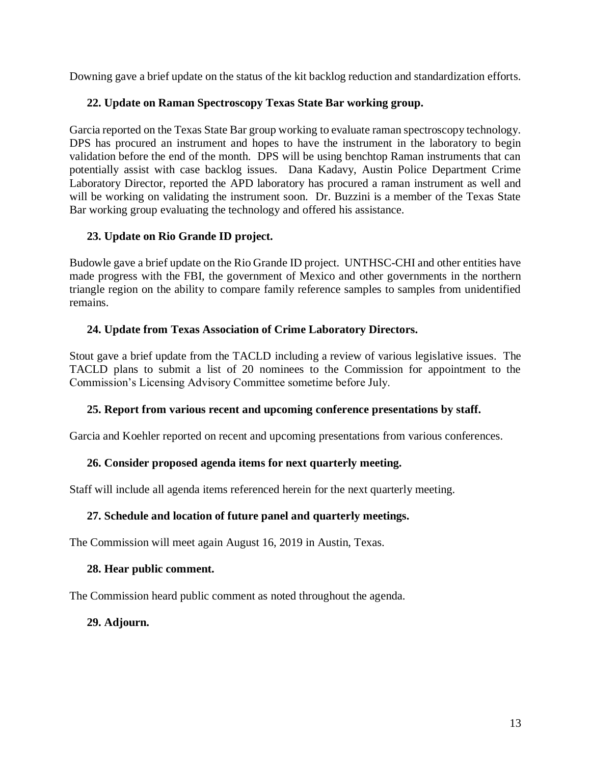Downing gave a brief update on the status of the kit backlog reduction and standardization efforts.

**22. Update on Raman Spectroscopy Texas State Bar working group.**

Garcia reported on the Texas State Bar group working to evaluate raman spectroscopy technology. DPS has procured an instrument and hopes to have the instrument in the laboratory to begin validation before the end of the month. DPS will be using benchtop Raman instruments that can potentially assist with case backlog issues. Dana Kadavy, Austin Police Department Crime Laboratory Director, reported the APD laboratory has procured a raman instrument as well and will be working on validating the instrument soon. Dr. Buzzini is a member of the Texas State Bar working group evaluating the technology and offered his assistance.

**23. Update on Rio Grande ID project.**

Budowle gave a brief update on the Rio Grande ID project. UNTHSC-CHI and other entities have made progress with the FBI, the government of Mexico and other governments in the northern triangle region on the ability to compare family reference samples to samples from unidentified remains.

**24. Update from Texas Association of Crime Laboratory Directors.**

Stout gave a brief update from the TACLD including a review of various legislative issues. The TACLD plans to submit a list of 20 nominees to the Commission for appointment to the Commission's Licensing Advisory Committee sometime before July.

**25. Report from various recent and upcoming conference presentations by staff.**

Garcia and Koehler reported on recent and upcoming presentations from various conferences.

**26. Consider proposed agenda items for next quarterly meeting.**

Staff will include all agenda items referenced herein for the next quarterly meeting.

**27. Schedule and location of future panel and quarterly meetings.**

The Commission will meet again August 16, 2019 in Austin, Texas.

**28. Hear public comment.**

The Commission heard public comment as noted throughout the agenda.

**29. Adjourn.**